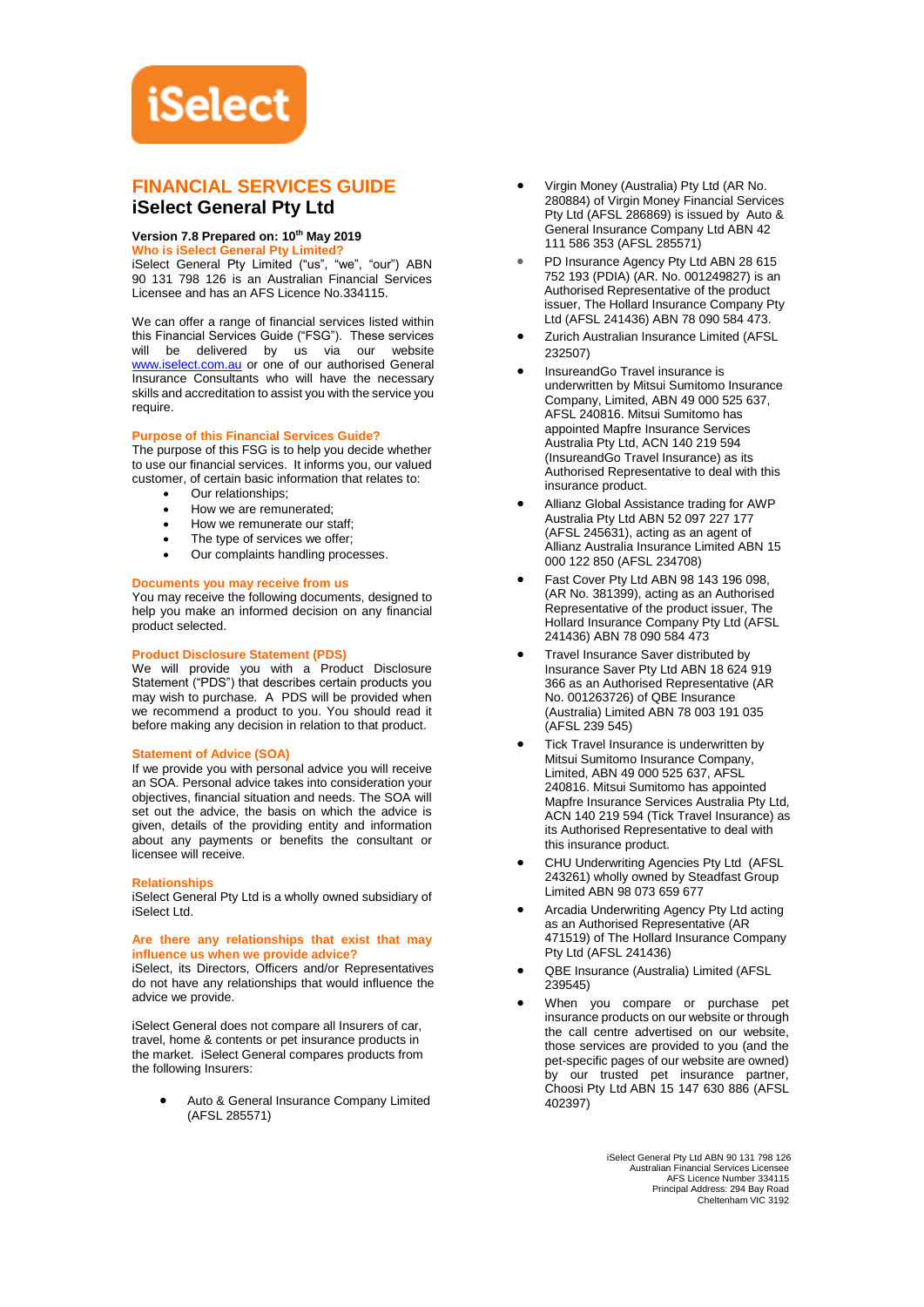iSelect

# FINANCIAL SERVICES GUIDE

## iSelect General Pty Ltd

**Version 7.8 Prepared on: 10th May 2019**

### Who is iSelect General Pty Limited?

iSelect General Pty Limited ("us", "we", "our") ABN 90 131 798 126 is an Australian Financial Services Licensee and has an AFS Licence No.334115.

We can offer a range of financial services listed within this Financial Services Guide ("FSG"). These services will be delivered by us via our website www.iselect.com.au or one of our authorised General Insurance Consultants who will have the necessary skills and accreditation to assist you with the service you require.

### Purpose of this Financial Services Guide?

The purpose of this FSG is to help you decide whether to use our financial services. It informs you, our valued customer, of certain basic information that relates to:

- Our relationships;
- How we are remunerated;
- How we remunerate our staff;
- The type of services we offer;
- Our complaints handling processes.

### Documents you may receive from us

You may receive the following documents, designed to help you make an informed decision on any financial product selected.

### Product Disclosure Statement (PDS)

We will provide you with a Product Disclosure Statement ("PDS") that describes certain products you may wish to purchase. A PDS will be provided when we recommend a product to you. You should read it before making any decision in relation to that product.

### Statement of Advice (SOA)

If we provide you with personal advice you will receive an SOA. Personal advice takes into consideration your objectives, financial situation and needs. The SOA will set out the advice, the basis on which the advice is given, details of the providing entity and information about any payments or benefits the consultant or licensee will receive.

### Relationships

iSelect General Pty Ltd is a wholly owned subsidiary of iSelect Ltd.

### Are there any relationships that exist that may influence us when we provide advice?

iSelect, its Directors, Officers and/or Representatives do not have any relationships that would influence the advice we provide.

iSelect General does not compare all Insurers of car, travel, home & contents or pet insurance products in the market. iSelect General compares products from the following Insurers:

- Auto & General Insurance Company Limited (AFSL 285571)
- Virgin Money (Australia) Pty Ltd (AR No. 280884) of Virgin Money Financial Services Pty Ltd (AFSL 286869) is issued by Auto & General Insurance Company Ltd ABN 42 111 586 353 (AFSL 285571)
- PD Insurance Agency Pty Ltd ABN 28 615 752 193 (PDIA) (AR. No. 001249827) is an Authorised Representative of the product issuer, The Hollard Insurance Company Pty Ltd (AFSL 241436) ABN 78 090 584 473.
- Zurich Australian Insurance Limited (AFSL 232507)
- InsureandGo Travel insurance is underwritten by Mitsui Sumitomo Insurance Company, Limited, ABN 49 000 525 637, AFSL 240816. Mitsui Sumitomo has appointed Mapfre Insurance Services Australia Pty Ltd, ACN 140 219 594 (InsureandGo Travel Insurance) as its Authorised Representative to deal with this insurance product.
- Allianz Global Assistance trading for AWP Australia Pty Ltd ABN 52 097 227 177 (AFSL 245631), acting as an agent of Allianz Australia Insurance Limited ABN 15 000 122 850 (AFSL 234708)
- Fast Cover Pty Ltd ABN 98 143 196 098, (AR No. 381399), acting as an Authorised Representative of the product issuer, The Hollard Insurance Company Pty Ltd (AFSL 241436) ABN 78 090 584 473
- Travel Insurance Saver distributed by Insurance Saver Pty Ltd ABN 18 624 919 366 as an Authorised Representative (AR No. 001263726) of QBE Insurance (Australia) Limited ABN 78 003 191 035 (AFSL 239 545)
- Tick Travel Insurance is underwritten by Mitsui Sumitomo Insurance Company, Limited, ABN 49 000 525 637, AFSL 240816. Mitsui Sumitomo has appointed Mapfre Insurance Services Australia Pty Ltd, ACN 140 219 594 (Tick Travel Insurance) as its Authorised Representative to deal with this insurance product.
- CHU Underwriting Agencies Pty Ltd (AFSL 243261) wholly owned by Steadfast Group Limited ABN 98 073 659 677
- Arcadia Underwriting Agency Pty Ltd acting as an Authorised Representative (AR 471519) of The Hollard Insurance Company Pty Ltd (AFSL 241436)
- QBE Insurance (Australia) Limited (AFSL 239545)
- When you compare or purchase pet insurance products on our website or through the call centre advertised on our website, those services are provided to you (and the pet-specific pages of our website are owned) by our trusted pet insurance partner, Choosi Pty Ltd ABN 15 147 630 886 (AFSL 402397)

iSelect General Pty Ltd ABN 90 131 798 126
Australian Financial Services Licensee
AFS Licence Number 334115
Principal Address: 294 Bay Road
Cheltenham VIC 3192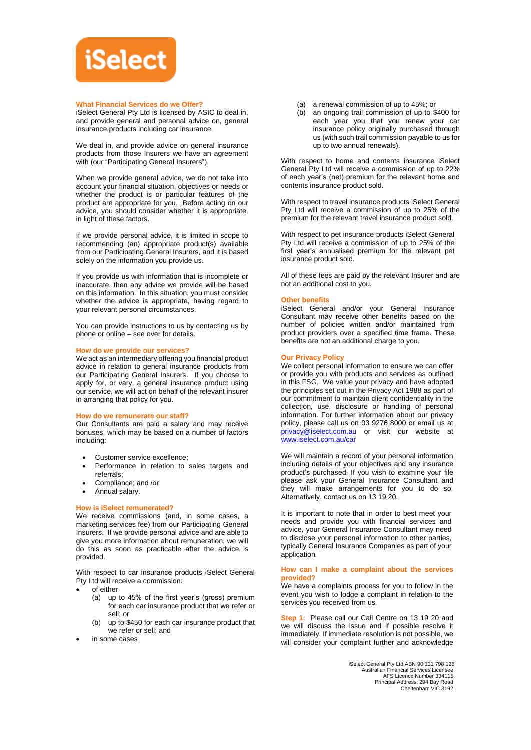iSelect

## What Financial Services do we Offer?

iSelect General Pty Ltd is licensed by ASIC to deal in, and provide general and personal advice on, general insurance products including car insurance.

We deal in, and provide advice on general insurance products from those Insurers we have an agreement with (our "Participating General Insurers").

When we provide general advice, we do not take into account your financial situation, objectives or needs or whether the product is or particular features of the product are appropriate for you. Before acting on our advice, you should consider whether it is appropriate, in light of these factors.

If we provide personal advice, it is limited in scope to recommending (an) appropriate product(s) available from our Participating General Insurers, and it is based solely on the information you provide us.

If you provide us with information that is incomplete or inaccurate, then any advice we provide will be based on this information. In this situation, you must consider whether the advice is appropriate, having regard to your relevant personal circumstances.

You can provide instructions to us by contacting us by phone or online – see over for details.

## How do we provide our services?

We act as an intermediary offering you financial product advice in relation to general insurance products from our Participating General Insurers. If you choose to apply for, or vary, a general insurance product using our service, we will act on behalf of the relevant insurer in arranging that policy for you.

## How do we remunerate our staff?

Our Consultants are paid a salary and may receive bonuses, which may be based on a number of factors including:

- Customer service excellence;
- Performance in relation to sales targets and referrals;
- Compliance; and /or
- Annual salary.

## How is iSelect remunerated?

We receive commissions (and, in some cases, a marketing services fee) from our Participating General Insurers. If we provide personal advice and are able to give you more information about remuneration, we will do this as soon as practicable after the advice is provided.

With respect to car insurance products iSelect General Pty Ltd will receive a commission:

- of either
  - (a) up to 45% of the first year's (gross) premium for each car insurance product that we refer or sell; or
  - (b) up to $450 for each car insurance product that we refer or sell; and
- in some cases
  - (a) a renewal commission of up to 45%; or
  - (b) an ongoing trail commission of up to $400 for each year you that you renew your car insurance policy originally purchased through us (with such trail commission payable to us for up to two annual renewals).

With respect to home and contents insurance iSelect General Pty Ltd will receive a commission of up to 22% of each year's (net) premium for the relevant home and contents insurance product sold.

With respect to travel insurance products iSelect General Pty Ltd will receive a commission of up to 25% of the premium for the relevant travel insurance product sold.

With respect to pet insurance products iSelect General Pty Ltd will receive a commission of up to 25% of the first year's annualised premium for the relevant pet insurance product sold.

All of these fees are paid by the relevant Insurer and are not an additional cost to you.

## Other benefits

iSelect General and/or your General Insurance Consultant may receive other benefits based on the number of policies written and/or maintained from product providers over a specified time frame. These benefits are not an additional charge to you.

## Our Privacy Policy

We collect personal information to ensure we can offer or provide you with products and services as outlined in this FSG. We value your privacy and have adopted the principles set out in the Privacy Act 1988 as part of our commitment to maintain client confidentiality in the collection, use, disclosure or handling of personal information. For further information about our privacy policy, please call us on 03 9276 8000 or email us at privacy@iselect.com.au or visit our website at www.iselect.com.au/car

We will maintain a record of your personal information including details of your objectives and any insurance product's purchased. If you wish to examine your file please ask your General Insurance Consultant and they will make arrangements for you to do so. Alternatively, contact us on 13 19 20.

It is important to note that in order to best meet your needs and provide you with financial services and advice, your General Insurance Consultant may need to disclose your personal information to other parties, typically General Insurance Companies as part of your application.

## How can I make a complaint about the services provided?

We have a complaints process for you to follow in the event you wish to lodge a complaint in relation to the services you received from us.

**Step 1:** Please call our Call Centre on 13 19 20 and we will discuss the issue and if possible resolve it immediately. If immediate resolution is not possible, we will consider your complaint further and acknowledge

iSelect General Pty Ltd ABN 90 131 798 126
Australian Financial Services Licensee
AFS Licence Number 334115
Principal Address: 294 Bay Road
Cheltenham VIC 3192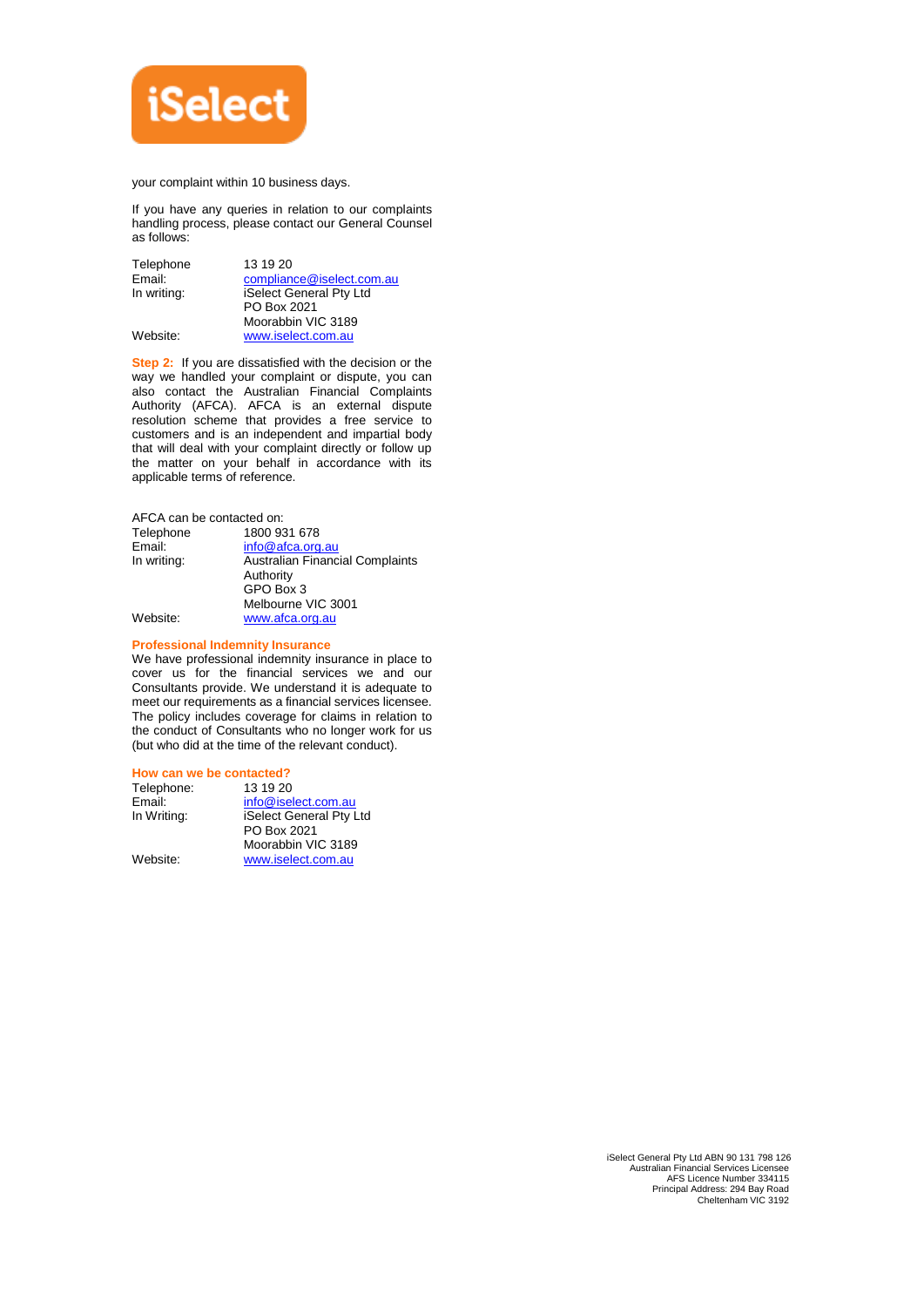your complaint within 10 business days.

If you have any queries in relation to our complaints handling process, please contact our General Counsel as follows:

| | |
|---|---|
| Telephone | 13 19 20 |
| Email: | compliance@iselect.com.au |
| In writing: | iSelect General Pty Ltd<br>PO Box 2021<br>Moorabbin VIC 3189 |
| Website: | www.iselect.com.au |

**Step 2:** If you are dissatisfied with the decision or the way we handled your complaint or dispute, you can also contact the Australian Financial Complaints Authority (AFCA). AFCA is an external dispute resolution scheme that provides a free service to customers and is an independent and impartial body that will deal with your complaint directly or follow up the matter on your behalf in accordance with its applicable terms of reference.

AFCA can be contacted on:

| | |
|---|---|
| Telephone | 1800 931 678 |
| Email: | info@afca.org.au |
| In writing: | Australian Financial Complaints Authority<br>GPO Box 3<br>Melbourne VIC 3001 |
| Website: | www.afca.org.au |

### Professional Indemnity Insurance

We have professional indemnity insurance in place to cover us for the financial services we and our Consultants provide. We understand it is adequate to meet our requirements as a financial services licensee. The policy includes coverage for claims in relation to the conduct of Consultants who no longer work for us (but who did at the time of the relevant conduct).

### How can we be contacted?

| | |
|---|---|
| Telephone: | 13 19 20 |
| Email: | info@iselect.com.au |
| In Writing: | iSelect General Pty Ltd<br>PO Box 2021<br>Moorabbin VIC 3189 |
| Website: | www.iselect.com.au |

iSelect General Pty Ltd ABN 90 131 798 126
Australian Financial Services Licensee
AFS Licence Number 334115
Principal Address: 294 Bay Road
Cheltenham VIC 3192